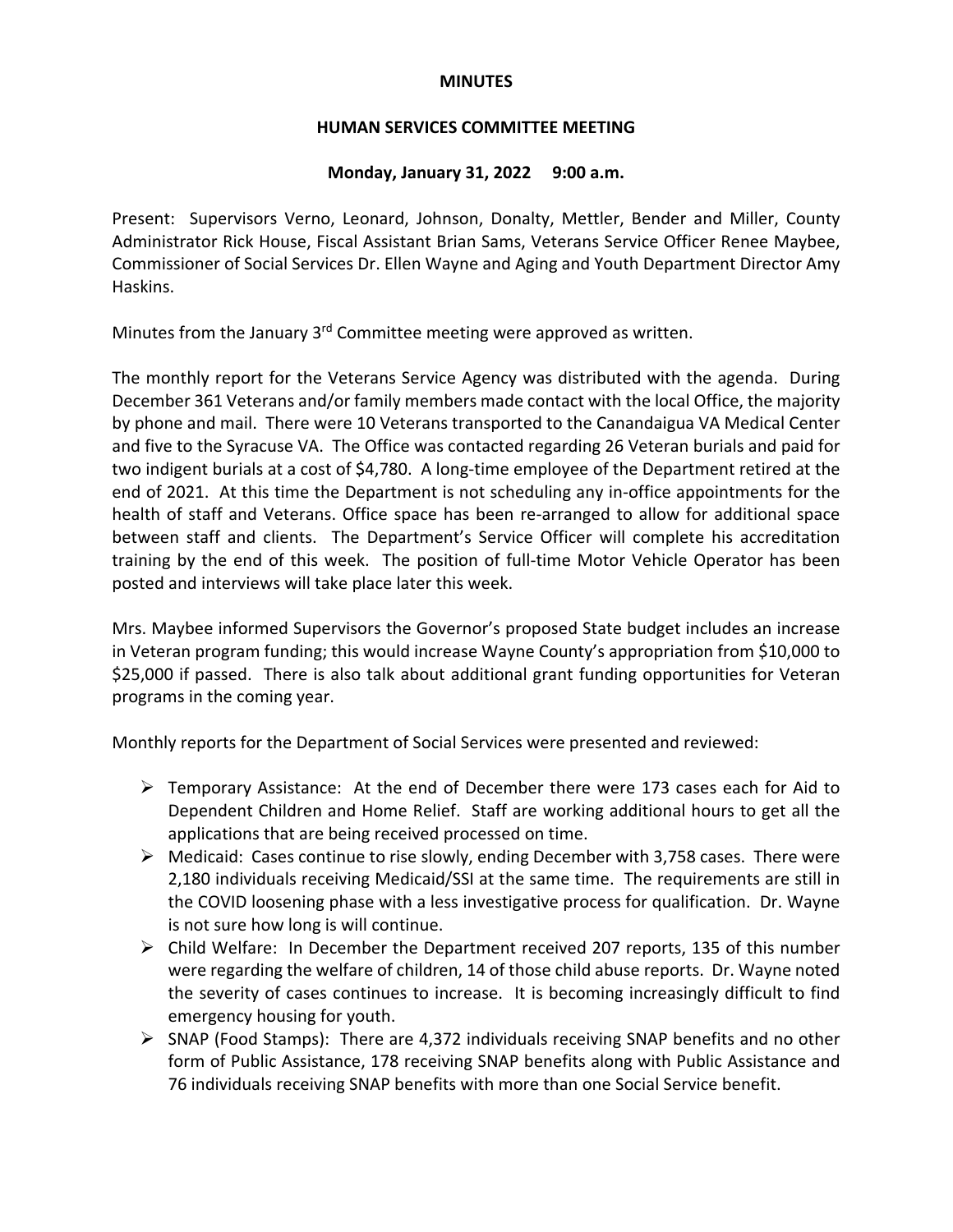**MINUTES**

**HUMAN SERVICES COMMITTEE MEETING**

**Monday, January 31, 2022 9:00 a.m.**

Present: Supervisors Verno, Leonard, Johnson, Donalty, Mettler, Bender and Miller, County Administrator Rick House, Fiscal Assistant Brian Sams, Veterans Service Officer Renee Maybee, Commissioner of Social Services Dr. Ellen Wayne and Aging and Youth Department Director Amy Haskins.

Minutes from the January 3rd Committee meeting were approved as written.

The monthly report for the Veterans Service Agency was distributed with the agenda. During December 361 Veterans and/or family members made contact with the local Office, the majority by phone and mail. There were 10 Veterans transported to the Canandaigua VA Medical Center and five to the Syracuse VA. The Office was contacted regarding 26 Veteran burials and paid for two indigent burials at a cost of $4,780. A long-time employee of the Department retired at the end of 2021. At this time the Department is not scheduling any in-office appointments for the health of staff and Veterans. Office space has been re-arranged to allow for additional space between staff and clients. The Department's Service Officer will complete his accreditation training by the end of this week. The position of full-time Motor Vehicle Operator has been posted and interviews will take place later this week.

Mrs. Maybee informed Supervisors the Governor's proposed State budget includes an increase in Veteran program funding; this would increase Wayne County's appropriation from $10,000 to $25,000 if passed. There is also talk about additional grant funding opportunities for Veteran programs in the coming year.

Monthly reports for the Department of Social Services were presented and reviewed:

- Temporary Assistance: At the end of December there were 173 cases each for Aid to Dependent Children and Home Relief. Staff are working additional hours to get all the applications that are being received processed on time.
- Medicaid: Cases continue to rise slowly, ending December with 3,758 cases. There were 2,180 individuals receiving Medicaid/SSI at the same time. The requirements are still in the COVID loosening phase with a less investigative process for qualification. Dr. Wayne is not sure how long is will continue.
- Child Welfare: In December the Department received 207 reports, 135 of this number were regarding the welfare of children, 14 of those child abuse reports. Dr. Wayne noted the severity of cases continues to increase. It is becoming increasingly difficult to find emergency housing for youth.
- SNAP (Food Stamps): There are 4,372 individuals receiving SNAP benefits and no other form of Public Assistance, 178 receiving SNAP benefits along with Public Assistance and 76 individuals receiving SNAP benefits with more than one Social Service benefit.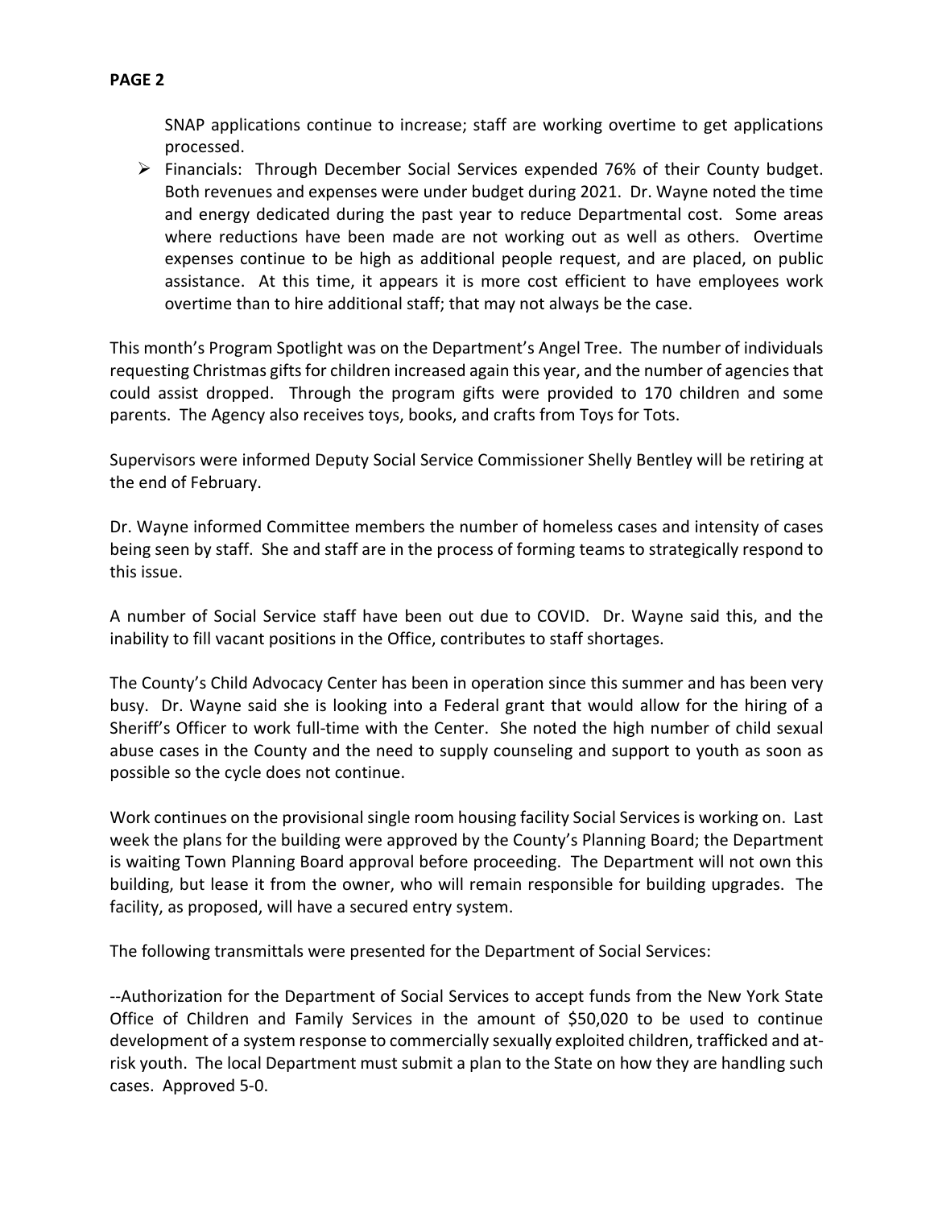SNAP applications continue to increase; staff are working overtime to get applications processed.

- Financials: Through December Social Services expended 76% of their County budget. Both revenues and expenses were under budget during 2021. Dr. Wayne noted the time and energy dedicated during the past year to reduce Departmental cost. Some areas where reductions have been made are not working out as well as others. Overtime expenses continue to be high as additional people request, and are placed, on public assistance. At this time, it appears it is more cost efficient to have employees work overtime than to hire additional staff; that may not always be the case.

This month's Program Spotlight was on the Department's Angel Tree. The number of individuals requesting Christmas gifts for children increased again this year, and the number of agencies that could assist dropped. Through the program gifts were provided to 170 children and some parents. The Agency also receives toys, books, and crafts from Toys for Tots.

Supervisors were informed Deputy Social Service Commissioner Shelly Bentley will be retiring at the end of February.

Dr. Wayne informed Committee members the number of homeless cases and intensity of cases being seen by staff. She and staff are in the process of forming teams to strategically respond to this issue.

A number of Social Service staff have been out due to COVID. Dr. Wayne said this, and the inability to fill vacant positions in the Office, contributes to staff shortages.

The County's Child Advocacy Center has been in operation since this summer and has been very busy. Dr. Wayne said she is looking into a Federal grant that would allow for the hiring of a Sheriff's Officer to work full-time with the Center. She noted the high number of child sexual abuse cases in the County and the need to supply counseling and support to youth as soon as possible so the cycle does not continue.

Work continues on the provisional single room housing facility Social Services is working on. Last week the plans for the building were approved by the County's Planning Board; the Department is waiting Town Planning Board approval before proceeding. The Department will not own this building, but lease it from the owner, who will remain responsible for building upgrades. The facility, as proposed, will have a secured entry system.

The following transmittals were presented for the Department of Social Services:

--Authorization for the Department of Social Services to accept funds from the New York State Office of Children and Family Services in the amount of $50,020 to be used to continue development of a system response to commercially sexually exploited children, trafficked and at-risk youth. The local Department must submit a plan to the State on how they are handling such cases. Approved 5-0.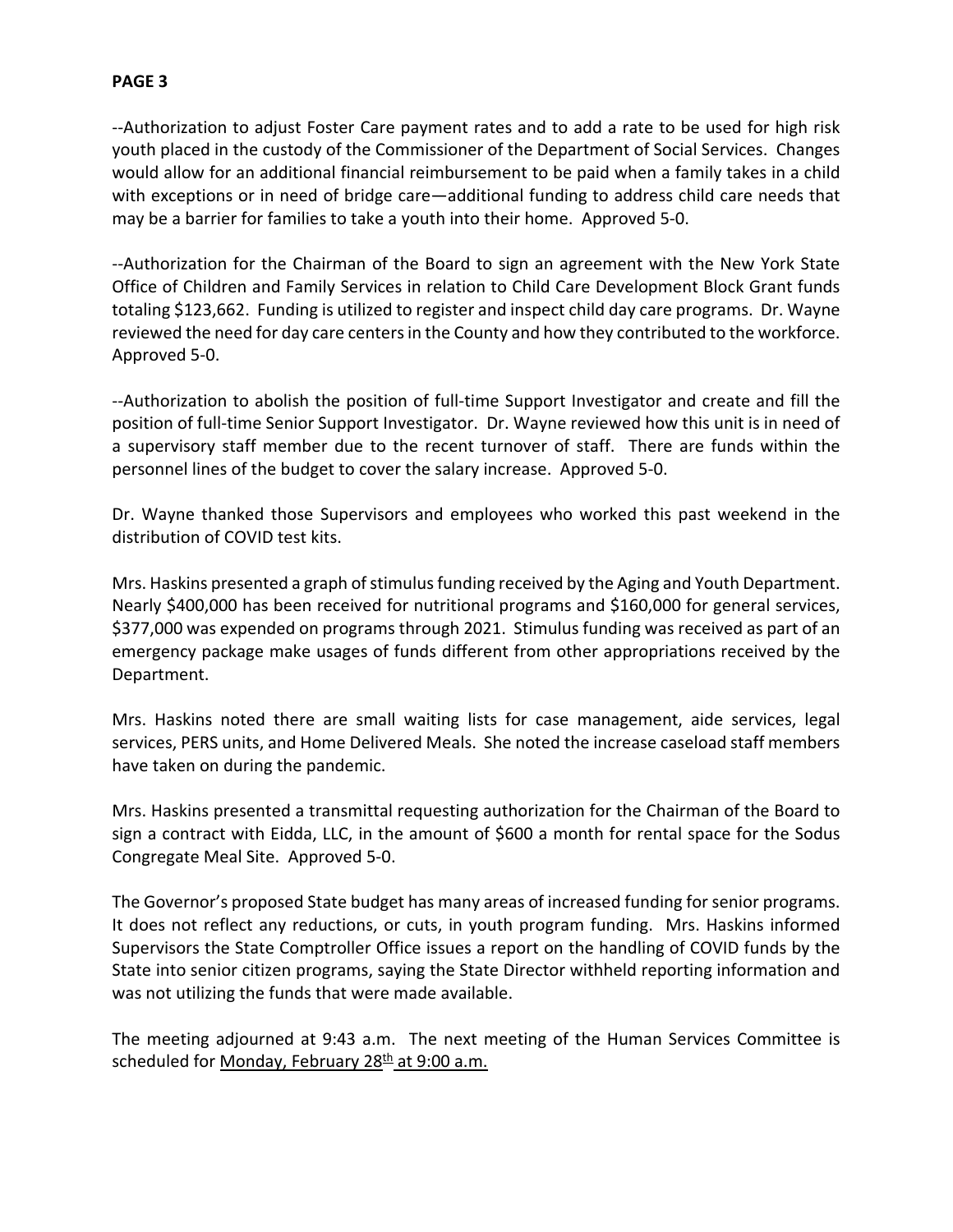--Authorization to adjust Foster Care payment rates and to add a rate to be used for high risk youth placed in the custody of the Commissioner of the Department of Social Services. Changes would allow for an additional financial reimbursement to be paid when a family takes in a child with exceptions or in need of bridge care—additional funding to address child care needs that may be a barrier for families to take a youth into their home. Approved 5-0.

--Authorization for the Chairman of the Board to sign an agreement with the New York State Office of Children and Family Services in relation to Child Care Development Block Grant funds totaling $123,662. Funding is utilized to register and inspect child day care programs. Dr. Wayne reviewed the need for day care centers in the County and how they contributed to the workforce. Approved 5-0.

--Authorization to abolish the position of full-time Support Investigator and create and fill the position of full-time Senior Support Investigator. Dr. Wayne reviewed how this unit is in need of a supervisory staff member due to the recent turnover of staff. There are funds within the personnel lines of the budget to cover the salary increase. Approved 5-0.

Dr. Wayne thanked those Supervisors and employees who worked this past weekend in the distribution of COVID test kits.

Mrs. Haskins presented a graph of stimulus funding received by the Aging and Youth Department. Nearly $400,000 has been received for nutritional programs and $160,000 for general services, $377,000 was expended on programs through 2021. Stimulus funding was received as part of an emergency package make usages of funds different from other appropriations received by the Department.

Mrs. Haskins noted there are small waiting lists for case management, aide services, legal services, PERS units, and Home Delivered Meals. She noted the increase caseload staff members have taken on during the pandemic.

Mrs. Haskins presented a transmittal requesting authorization for the Chairman of the Board to sign a contract with Eidda, LLC, in the amount of $600 a month for rental space for the Sodus Congregate Meal Site. Approved 5-0.

The Governor's proposed State budget has many areas of increased funding for senior programs. It does not reflect any reductions, or cuts, in youth program funding. Mrs. Haskins informed Supervisors the State Comptroller Office issues a report on the handling of COVID funds by the State into senior citizen programs, saying the State Director withheld reporting information and was not utilizing the funds that were made available.

The meeting adjourned at 9:43 a.m. The next meeting of the Human Services Committee is scheduled for Monday, February 28th at 9:00 a.m.